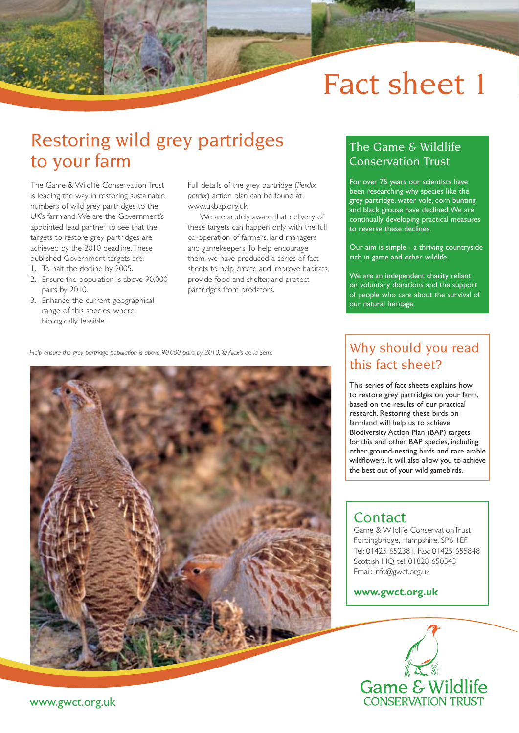# Fact sheet 1

## Restoring wild grey partridges to your farm

The Game & Wildlife Conservation Trust is leading the way in restoring sustainable numbers of wild grey partridges to the UK's farmland. We are the Government's appointed lead partner to see that the targets to restore grey partridges are achieved by the 2010 deadline. These published Government targets are:

1. To halt the decline by 2005.
2. Ensure the population is above 90,000 pairs by 2010.
3. Enhance the current geographical range of this species, where biologically feasible.

Full details of the grey partridge (*Perdix perdix*) action plan can be found at www.ukbap.org.uk

We are acutely aware that delivery of these targets can happen only with the full co-operation of farmers, land managers and gamekeepers. To help encourage them, we have produced a series of fact sheets to help create and improve habitats, provide food and shelter, and protect partridges from predators.

*Help ensure the grey partridge population is above 90,000 pairs by 2010. © Alexis de la Serre*

## The Game & Wildlife Conservation Trust

For over 75 years our scientists have been researching why species like the grey partridge, water vole, corn bunting and black grouse have declined. We are continually developing practical measures to reverse these declines.

Our aim is simple - a thriving countryside rich in game and other wildlife.

We are an independent charity reliant on voluntary donations and the support of people who care about the survival of our natural heritage.

## Why should you read this fact sheet?

This series of fact sheets explains how to restore grey partridges on your farm, based on the results of our practical research. Restoring these birds on farmland will help us to achieve Biodiversity Action Plan (BAP) targets for this and other BAP species, including other ground-nesting birds and rare arable wildflowers. It will also allow you to achieve the best out of your wild gamebirds.

## Contact

Game & Wildlife Conservation Trust
Fordingbridge, Hampshire, SP6 1EF
Tel: 01425 652381, Fax: 01425 655848
Scottish HQ tel: 01828 650543
Email: info@gwct.org.uk

**www.gwct.org.uk**

Game & Wildlife CONSERVATION TRUST

www.gwct.org.uk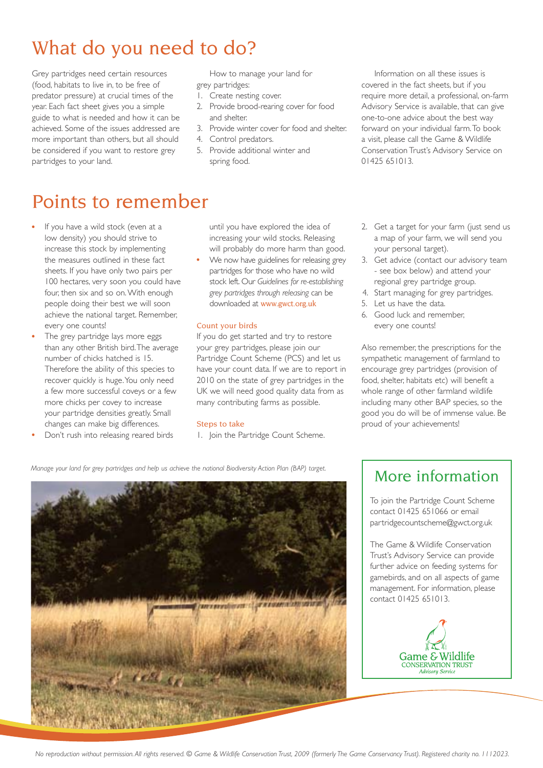# What do you need to do?

Grey partridges need certain resources (food, habitats to live in, to be free of predator pressure) at crucial times of the year. Each fact sheet gives you a simple guide to what is needed and how it can be achieved. Some of the issues addressed are more important than others, but all should be considered if you want to restore grey partridges to your land.

How to manage your land for grey partridges:

1. Create nesting cover.
2. Provide brood-rearing cover for food and shelter.
3. Provide winter cover for food and shelter.
4. Control predators.
5. Provide additional winter and spring food.

Information on all these issues is covered in the fact sheets, but if you require more detail, a professional, on-farm Advisory Service is available, that can give one-to-one advice about the best way forward on your individual farm. To book a visit, please call the Game & Wildlife Conservation Trust's Advisory Service on 01425 651013.

# Points to remember

- If you have a wild stock (even at a low density) you should strive to increase this stock by implementing the measures outlined in these fact sheets. If you have only two pairs per 100 hectares, very soon you could have four, then six and so on. With enough people doing their best we will soon achieve the national target. Remember, every one counts!
- The grey partridge lays more eggs than any other British bird. The average number of chicks hatched is 15. Therefore the ability of this species to recover quickly is huge. You only need a few more successful coveys or a few more chicks per covey to increase your partridge densities greatly. Small changes can make big differences.
- Don't rush into releasing reared birds until you have explored the idea of increasing your wild stocks. Releasing will probably do more harm than good.
- We now have guidelines for releasing grey partridges for those who have no wild stock left. Our *Guidelines for re-establishing grey partridges through releasing* can be downloaded at www.gwct.org.uk

### Count your birds

If you do get started and try to restore your grey partridges, please join our Partridge Count Scheme (PCS) and let us have your count data. If we are to report in 2010 on the state of grey partridges in the UK we will need good quality data from as many contributing farms as possible.

### Steps to take

1. Join the Partridge Count Scheme.
2. Get a target for your farm (just send us a map of your farm, we will send you your personal target).
3. Get advice (contact our advisory team - see box below) and attend your regional grey partridge group.
4. Start managing for grey partridges.
5. Let us have the data.
6. Good luck and remember, every one counts!

Also remember, the prescriptions for the sympathetic management of farmland to encourage grey partridges (provision of food, shelter, habitats etc) will benefit a whole range of other farmland wildlife including many other BAP species, so the good you do will be of immense value. Be proud of your achievements!

*Manage your land for grey partridges and help us achieve the national Biodiversity Action Plan (BAP) target.*

## More information

To join the Partridge Count Scheme contact 01425 651066 or email partridgecountscheme@gwct.org.uk

The Game & Wildlife Conservation Trust's Advisory Service can provide further advice on feeding systems for gamebirds, and on all aspects of game management. For information, please contact 01425 651013.

Game & Wildlife CONSERVATION TRUST *Advisory Service*

*No reproduction without permission. All rights reserved. © Game & Wildlife Conservation Trust, 2009 (formerly The Game Conservancy Trust). Registered charity no. 1112023.*